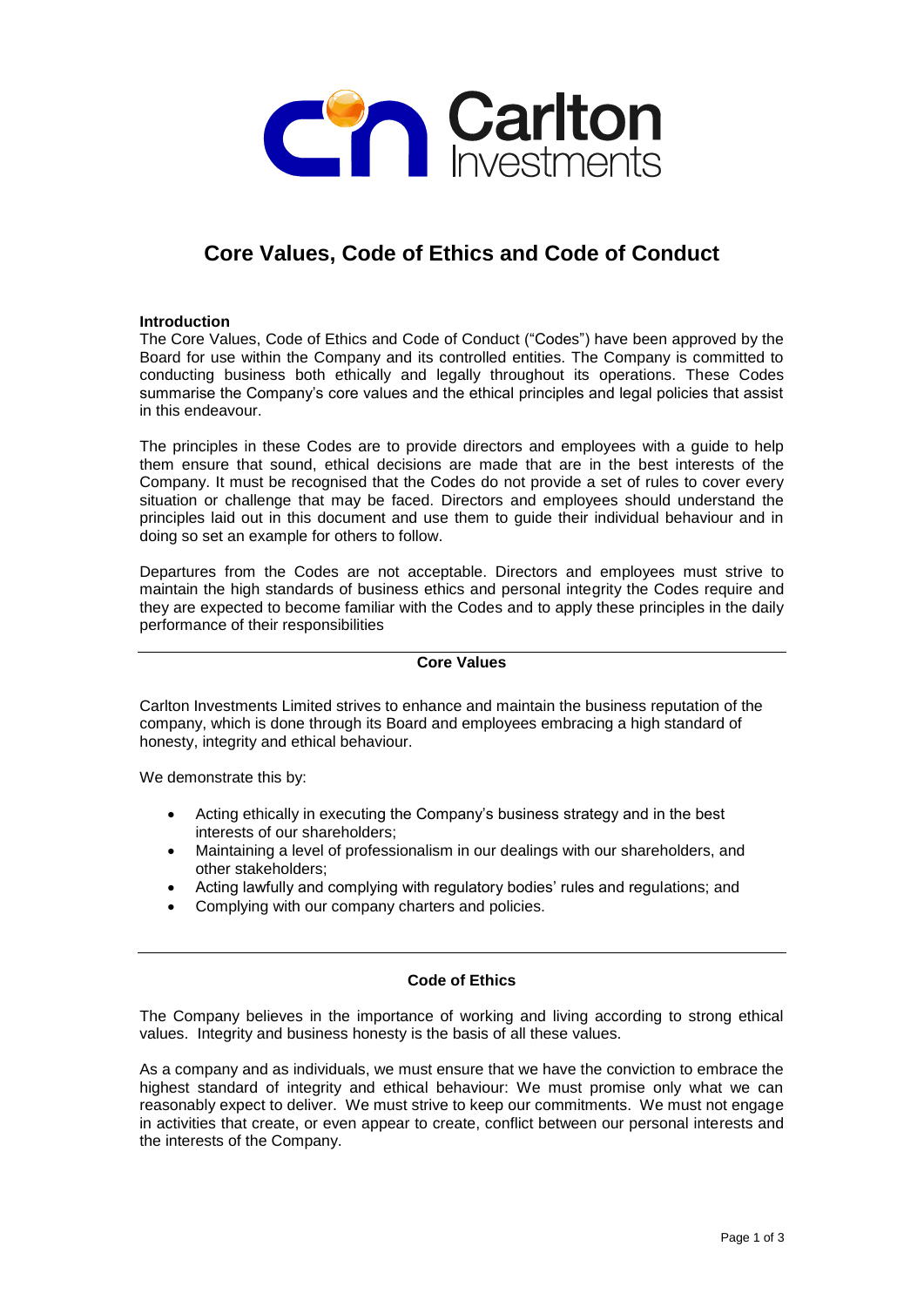Carlton Investments

# Core Values, Code of Ethics and Code of Conduct

**Introduction**

The Core Values, Code of Ethics and Code of Conduct ("Codes") have been approved by the Board for use within the Company and its controlled entities. The Company is committed to conducting business both ethically and legally throughout its operations. These Codes summarise the Company's core values and the ethical principles and legal policies that assist in this endeavour.

The principles in these Codes are to provide directors and employees with a guide to help them ensure that sound, ethical decisions are made that are in the best interests of the Company. It must be recognised that the Codes do not provide a set of rules to cover every situation or challenge that may be faced. Directors and employees should understand the principles laid out in this document and use them to guide their individual behaviour and in doing so set an example for others to follow.

Departures from the Codes are not acceptable. Directors and employees must strive to maintain the high standards of business ethics and personal integrity the Codes require and they are expected to become familiar with the Codes and to apply these principles in the daily performance of their responsibilities

---

## Core Values

Carlton Investments Limited strives to enhance and maintain the business reputation of the company, which is done through its Board and employees embracing a high standard of honesty, integrity and ethical behaviour.

We demonstrate this by:

- Acting ethically in executing the Company's business strategy and in the best interests of our shareholders;
- Maintaining a level of professionalism in our dealings with our shareholders, and other stakeholders;
- Acting lawfully and complying with regulatory bodies' rules and regulations; and
- Complying with our company charters and policies.

---

## Code of Ethics

The Company believes in the importance of working and living according to strong ethical values. Integrity and business honesty is the basis of all these values.

As a company and as individuals, we must ensure that we have the conviction to embrace the highest standard of integrity and ethical behaviour: We must promise only what we can reasonably expect to deliver. We must strive to keep our commitments. We must not engage in activities that create, or even appear to create, conflict between our personal interests and the interests of the Company.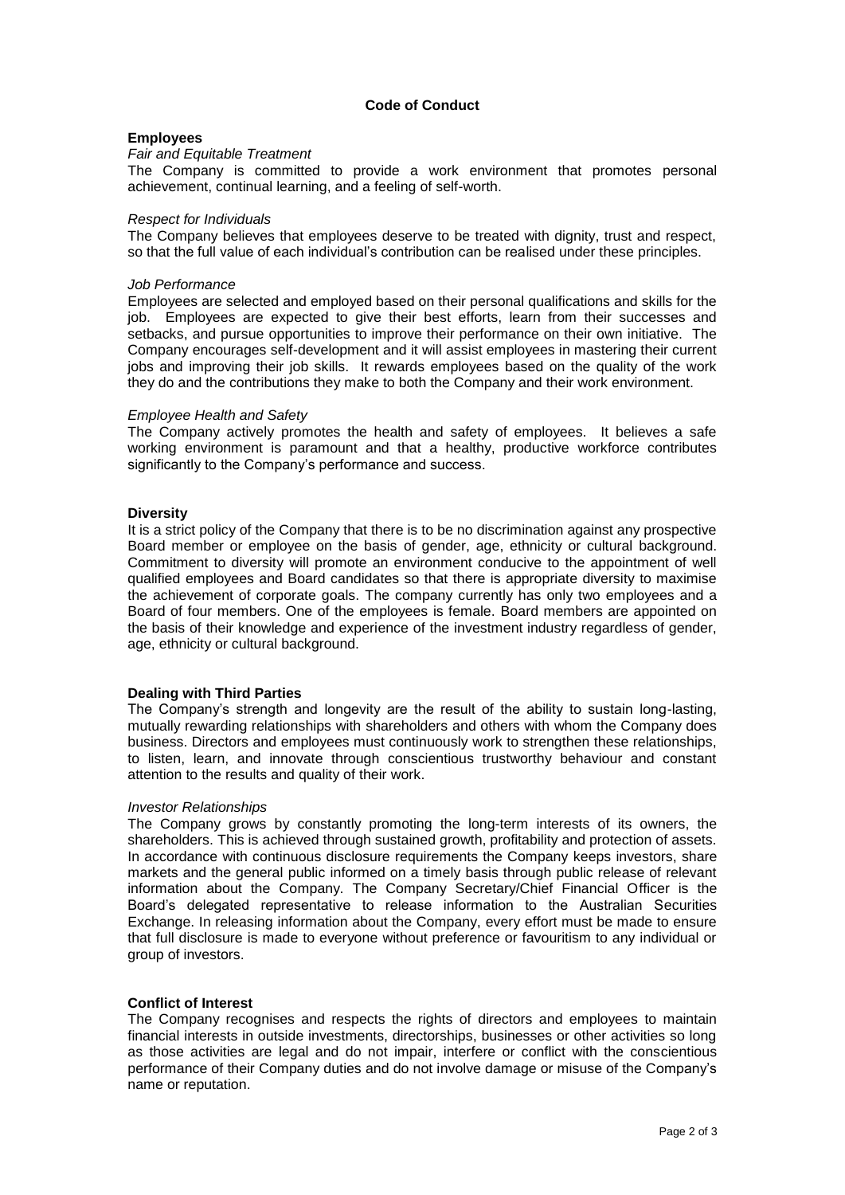# Code of Conduct

## Employees

*Fair and Equitable Treatment*

The Company is committed to provide a work environment that promotes personal achievement, continual learning, and a feeling of self-worth.

*Respect for Individuals*

The Company believes that employees deserve to be treated with dignity, trust and respect, so that the full value of each individual's contribution can be realised under these principles.

*Job Performance*

Employees are selected and employed based on their personal qualifications and skills for the job. Employees are expected to give their best efforts, learn from their successes and setbacks, and pursue opportunities to improve their performance on their own initiative. The Company encourages self-development and it will assist employees in mastering their current jobs and improving their job skills. It rewards employees based on the quality of the work they do and the contributions they make to both the Company and their work environment.

*Employee Health and Safety*

The Company actively promotes the health and safety of employees. It believes a safe working environment is paramount and that a healthy, productive workforce contributes significantly to the Company's performance and success.

## Diversity

It is a strict policy of the Company that there is to be no discrimination against any prospective Board member or employee on the basis of gender, age, ethnicity or cultural background. Commitment to diversity will promote an environment conducive to the appointment of well qualified employees and Board candidates so that there is appropriate diversity to maximise the achievement of corporate goals. The company currently has only two employees and a Board of four members. One of the employees is female. Board members are appointed on the basis of their knowledge and experience of the investment industry regardless of gender, age, ethnicity or cultural background.

## Dealing with Third Parties

The Company's strength and longevity are the result of the ability to sustain long-lasting, mutually rewarding relationships with shareholders and others with whom the Company does business. Directors and employees must continuously work to strengthen these relationships, to listen, learn, and innovate through conscientious trustworthy behaviour and constant attention to the results and quality of their work.

*Investor Relationships*

The Company grows by constantly promoting the long-term interests of its owners, the shareholders. This is achieved through sustained growth, profitability and protection of assets. In accordance with continuous disclosure requirements the Company keeps investors, share markets and the general public informed on a timely basis through public release of relevant information about the Company. The Company Secretary/Chief Financial Officer is the Board's delegated representative to release information to the Australian Securities Exchange. In releasing information about the Company, every effort must be made to ensure that full disclosure is made to everyone without preference or favouritism to any individual or group of investors.

## Conflict of Interest

The Company recognises and respects the rights of directors and employees to maintain financial interests in outside investments, directorships, businesses or other activities so long as those activities are legal and do not impair, interfere or conflict with the conscientious performance of their Company duties and do not involve damage or misuse of the Company's name or reputation.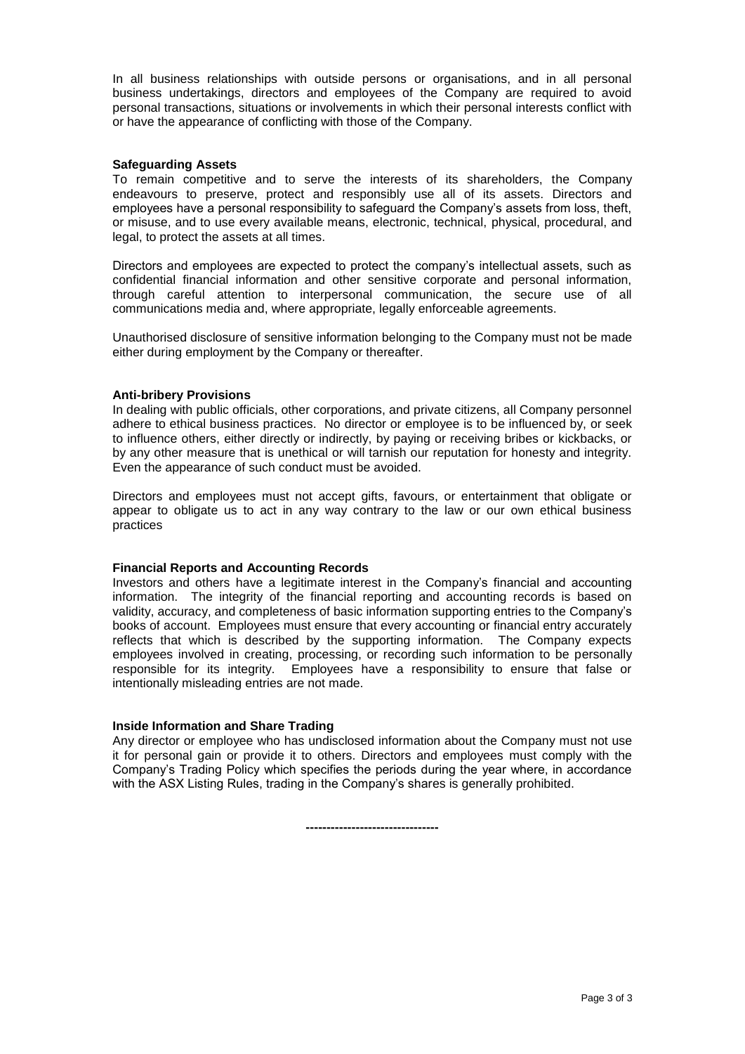In all business relationships with outside persons or organisations, and in all personal business undertakings, directors and employees of the Company are required to avoid personal transactions, situations or involvements in which their personal interests conflict with or have the appearance of conflicting with those of the Company.

**Safeguarding Assets**

To remain competitive and to serve the interests of its shareholders, the Company endeavours to preserve, protect and responsibly use all of its assets. Directors and employees have a personal responsibility to safeguard the Company's assets from loss, theft, or misuse, and to use every available means, electronic, technical, physical, procedural, and legal, to protect the assets at all times.

Directors and employees are expected to protect the company's intellectual assets, such as confidential financial information and other sensitive corporate and personal information, through careful attention to interpersonal communication, the secure use of all communications media and, where appropriate, legally enforceable agreements.

Unauthorised disclosure of sensitive information belonging to the Company must not be made either during employment by the Company or thereafter.

**Anti-bribery Provisions**

In dealing with public officials, other corporations, and private citizens, all Company personnel adhere to ethical business practices. No director or employee is to be influenced by, or seek to influence others, either directly or indirectly, by paying or receiving bribes or kickbacks, or by any other measure that is unethical or will tarnish our reputation for honesty and integrity. Even the appearance of such conduct must be avoided.

Directors and employees must not accept gifts, favours, or entertainment that obligate or appear to obligate us to act in any way contrary to the law or our own ethical business practices

**Financial Reports and Accounting Records**

Investors and others have a legitimate interest in the Company's financial and accounting information. The integrity of the financial reporting and accounting records is based on validity, accuracy, and completeness of basic information supporting entries to the Company's books of account. Employees must ensure that every accounting or financial entry accurately reflects that which is described by the supporting information. The Company expects employees involved in creating, processing, or recording such information to be personally responsible for its integrity. Employees have a responsibility to ensure that false or intentionally misleading entries are not made.

**Inside Information and Share Trading**

Any director or employee who has undisclosed information about the Company must not use it for personal gain or provide it to others. Directors and employees must comply with the Company's Trading Policy which specifies the periods during the year where, in accordance with the ASX Listing Rules, trading in the Company's shares is generally prohibited.

--------------------------------